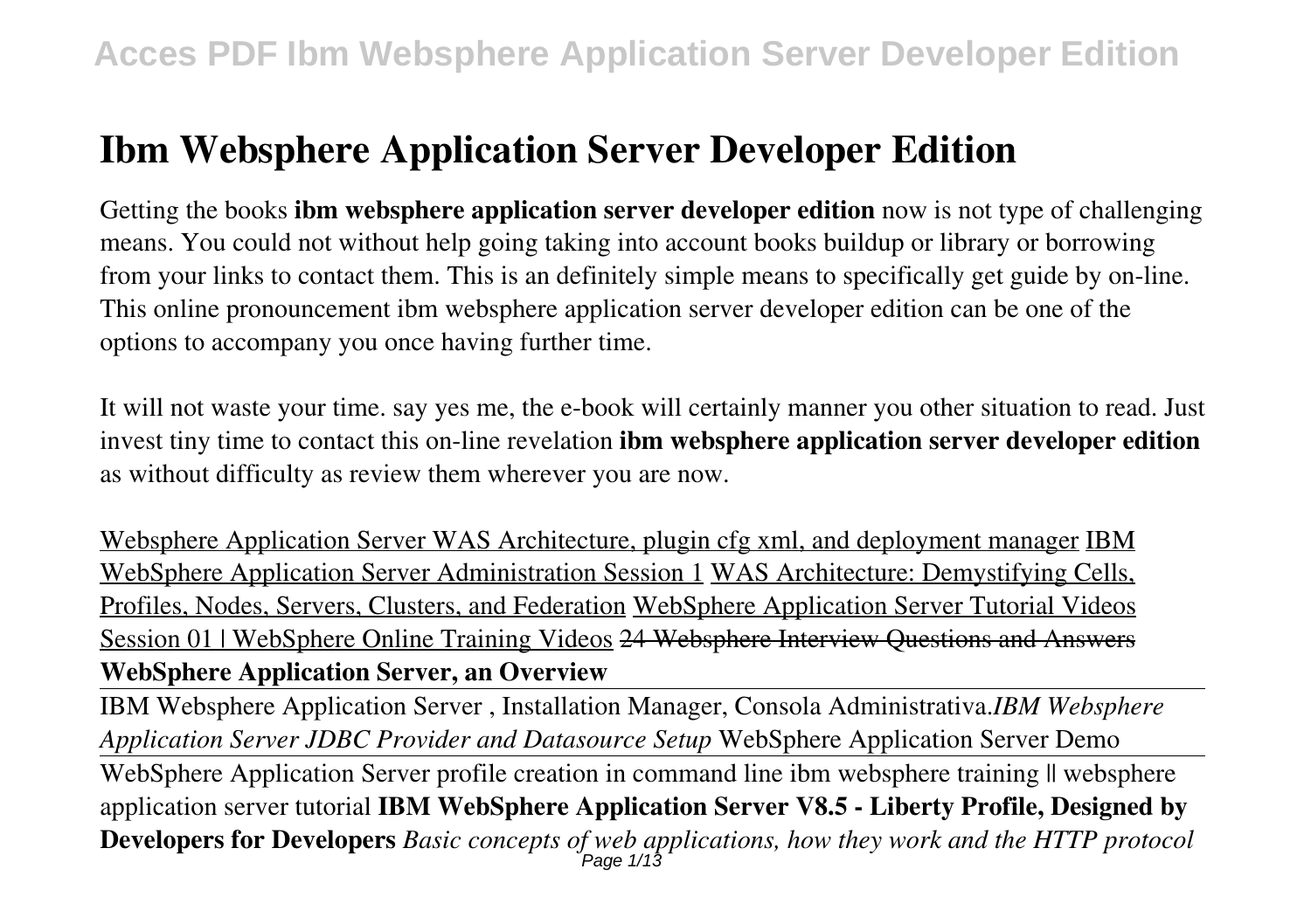# Ibm Websphere Application Server Developer Edition

Getting the books **ibm websphere application server developer edition** now is not type of challenging means. You could not without help going taking into account books buildup or library or borrowing from your links to contact them. This is an definitely simple means to specifically get guide by on-line. This online pronouncement ibm websphere application server developer edition can be one of the options to accompany you once having further time.

It will not waste your time. say yes me, the e-book will certainly manner you other situation to read. Just invest tiny time to contact this on-line revelation **ibm websphere application server developer edition** as without difficulty as review them wherever you are now.

Websphere Application Server WAS Architecture, plugin cfg xml, and deployment manager IBM WebSphere Application Server Administration Session 1 WAS Architecture: Demystifying Cells, Profiles, Nodes, Servers, Clusters, and Federation WebSphere Application Server Tutorial Videos Session 01 | WebSphere Online Training Videos ~~24 Websphere Interview Questions and Answers~~ **WebSphere Application Server, an Overview**

IBM Websphere Application Server , Installation Manager, Consola Administrativa.*IBM Websphere Application Server JDBC Provider and Datasource Setup* WebSphere Application Server Demo

WebSphere Application Server profile creation in command line ibm websphere training || websphere application server tutorial **IBM WebSphere Application Server V8.5 - Liberty Profile, Designed by Developers for Developers** *Basic concepts of web applications, how they work and the HTTP protocol*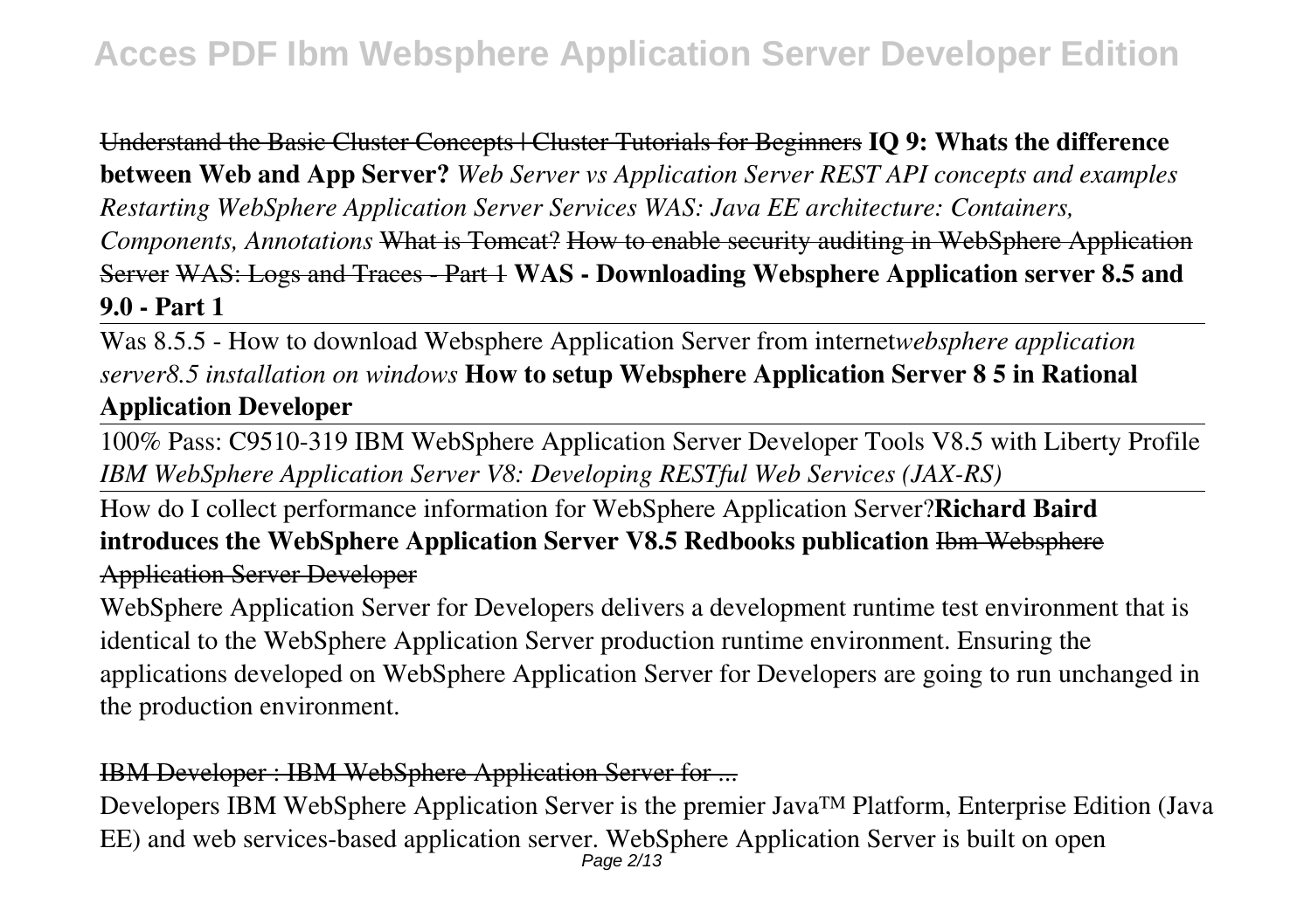Understand the Basic Cluster Concepts | Cluster Tutorials for Beginners **IQ 9: Whats the difference between Web and App Server?** *Web Server vs Application Server REST API concepts and examples Restarting WebSphere Application Server Services WAS: Java EE architecture: Containers, Components, Annotations* What is Tomcat? How to enable security auditing in WebSphere Application Server WAS: Logs and Traces - Part 1 **WAS - Downloading Websphere Application server 8.5 and 9.0 - Part 1**

Was 8.5.5 - How to download Websphere Application Server from internet*websphere application server8.5 installation on windows* **How to setup Websphere Application Server 8 5 in Rational Application Developer**

100% Pass: C9510-319 IBM WebSphere Application Server Developer Tools V8.5 with Liberty Profile *IBM WebSphere Application Server V8: Developing RESTful Web Services (JAX-RS)*

How do I collect performance information for WebSphere Application Server?**Richard Baird introduces the WebSphere Application Server V8.5 Redbooks publication** Ibm Websphere Application Server Developer

WebSphere Application Server for Developers delivers a development runtime test environment that is identical to the WebSphere Application Server production runtime environment. Ensuring the applications developed on WebSphere Application Server for Developers are going to run unchanged in the production environment.

IBM Developer : IBM WebSphere Application Server for ...

Developers IBM WebSphere Application Server is the premier Java™ Platform, Enterprise Edition (Java EE) and web services-based application server. WebSphere Application Server is built on open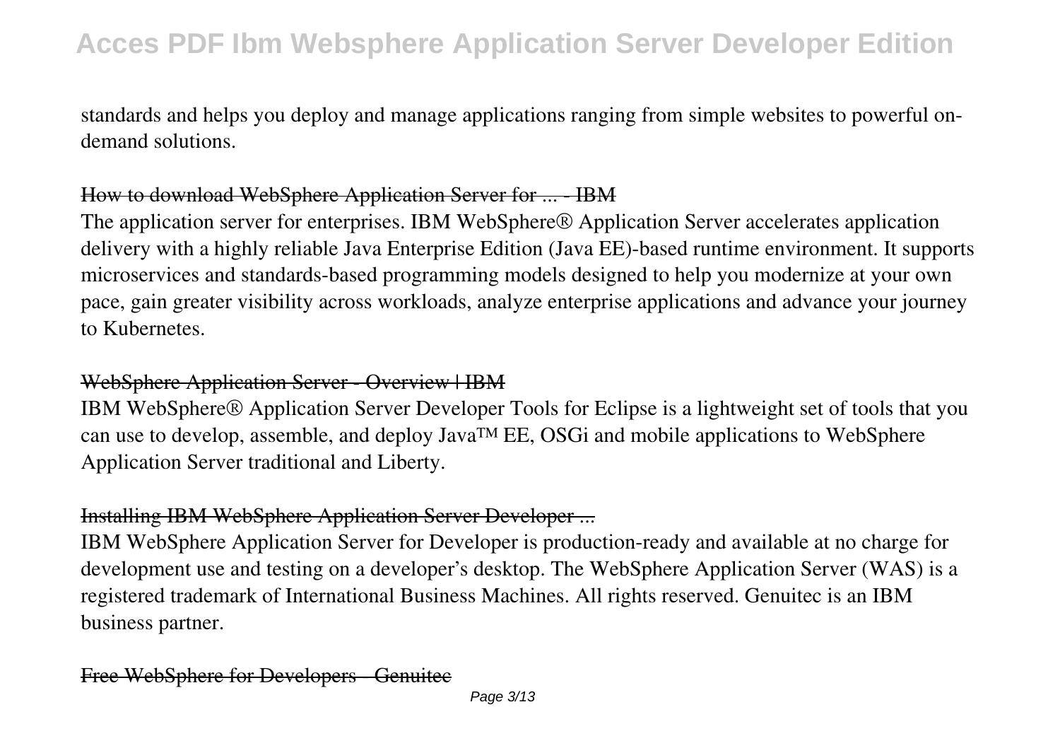standards and helps you deploy and manage applications ranging from simple websites to powerful on-demand solutions.

## How to download WebSphere Application Server for ... - IBM

The application server for enterprises. IBM WebSphere® Application Server accelerates application delivery with a highly reliable Java Enterprise Edition (Java EE)-based runtime environment. It supports microservices and standards-based programming models designed to help you modernize at your own pace, gain greater visibility across workloads, analyze enterprise applications and advance your journey to Kubernetes.

## WebSphere Application Server - Overview | IBM

IBM WebSphere® Application Server Developer Tools for Eclipse is a lightweight set of tools that you can use to develop, assemble, and deploy Java™ EE, OSGi and mobile applications to WebSphere Application Server traditional and Liberty.

## Installing IBM WebSphere Application Server Developer ...

IBM WebSphere Application Server for Developer is production-ready and available at no charge for development use and testing on a developer's desktop. The WebSphere Application Server (WAS) is a registered trademark of International Business Machines. All rights reserved. Genuitec is an IBM business partner.

## Free WebSphere for Developers - Genuitec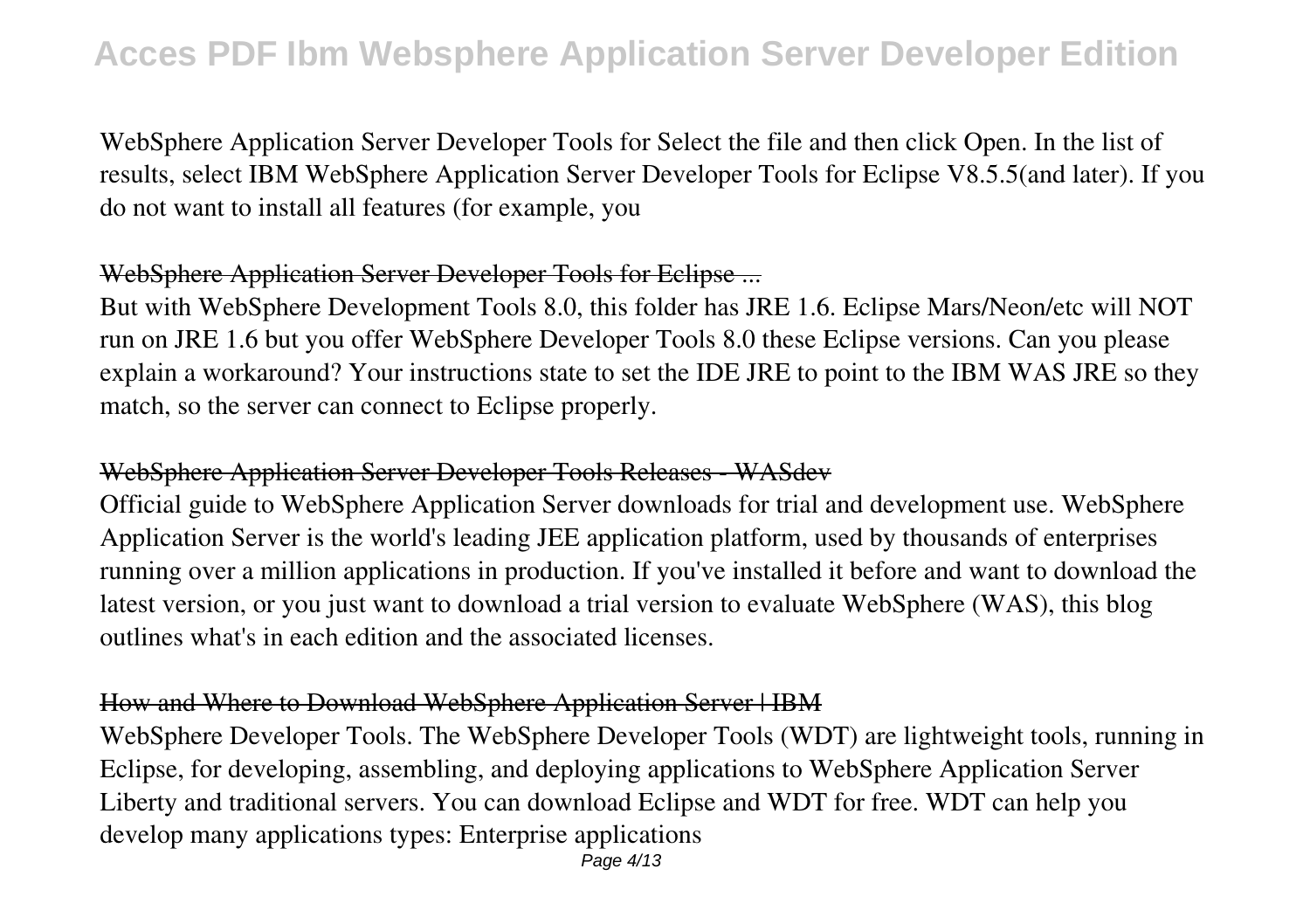WebSphere Application Server Developer Tools for Select the file and then click Open. In the list of results, select IBM WebSphere Application Server Developer Tools for Eclipse V8.5.5(and later). If you do not want to install all features (for example, you

## WebSphere Application Server Developer Tools for Eclipse ...

But with WebSphere Development Tools 8.0, this folder has JRE 1.6. Eclipse Mars/Neon/etc will NOT run on JRE 1.6 but you offer WebSphere Developer Tools 8.0 these Eclipse versions. Can you please explain a workaround? Your instructions state to set the IDE JRE to point to the IBM WAS JRE so they match, so the server can connect to Eclipse properly.

## WebSphere Application Server Developer Tools Releases - WASdev

Official guide to WebSphere Application Server downloads for trial and development use. WebSphere Application Server is the world's leading JEE application platform, used by thousands of enterprises running over a million applications in production. If you've installed it before and want to download the latest version, or you just want to download a trial version to evaluate WebSphere (WAS), this blog outlines what's in each edition and the associated licenses.

## How and Where to Download WebSphere Application Server | IBM

WebSphere Developer Tools. The WebSphere Developer Tools (WDT) are lightweight tools, running in Eclipse, for developing, assembling, and deploying applications to WebSphere Application Server Liberty and traditional servers. You can download Eclipse and WDT for free. WDT can help you develop many applications types: Enterprise applications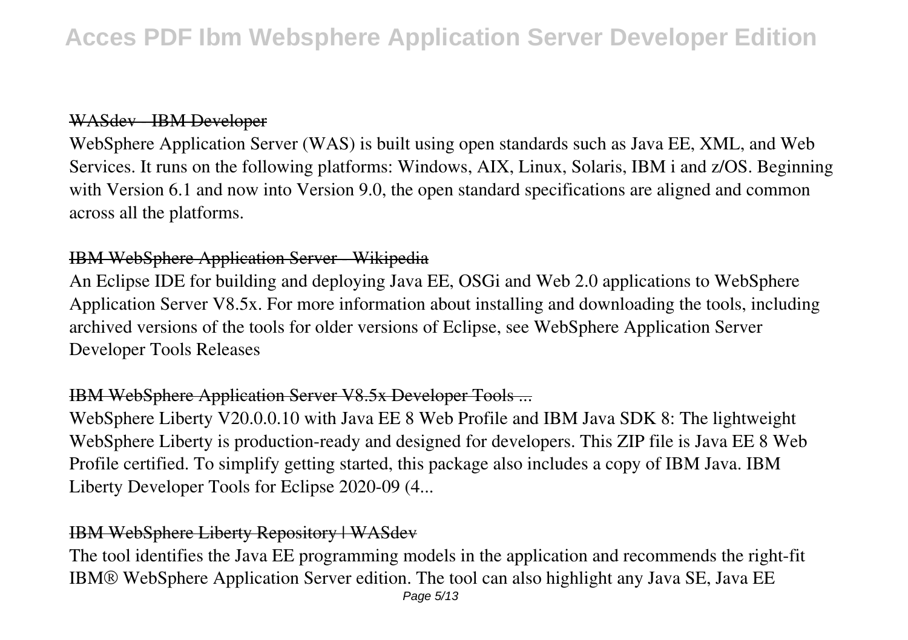### WASdev - IBM Developer

WebSphere Application Server (WAS) is built using open standards such as Java EE, XML, and Web Services. It runs on the following platforms: Windows, AIX, Linux, Solaris, IBM i and z/OS. Beginning with Version 6.1 and now into Version 9.0, the open standard specifications are aligned and common across all the platforms.

### IBM WebSphere Application Server - Wikipedia

An Eclipse IDE for building and deploying Java EE, OSGi and Web 2.0 applications to WebSphere Application Server V8.5x. For more information about installing and downloading the tools, including archived versions of the tools for older versions of Eclipse, see WebSphere Application Server Developer Tools Releases

### IBM WebSphere Application Server V8.5x Developer Tools ...

WebSphere Liberty V20.0.0.10 with Java EE 8 Web Profile and IBM Java SDK 8: The lightweight WebSphere Liberty is production-ready and designed for developers. This ZIP file is Java EE 8 Web Profile certified. To simplify getting started, this package also includes a copy of IBM Java. IBM Liberty Developer Tools for Eclipse 2020-09 (4...

### IBM WebSphere Liberty Repository | WASdev

The tool identifies the Java EE programming models in the application and recommends the right-fit IBM® WebSphere Application Server edition. The tool can also highlight any Java SE, Java EE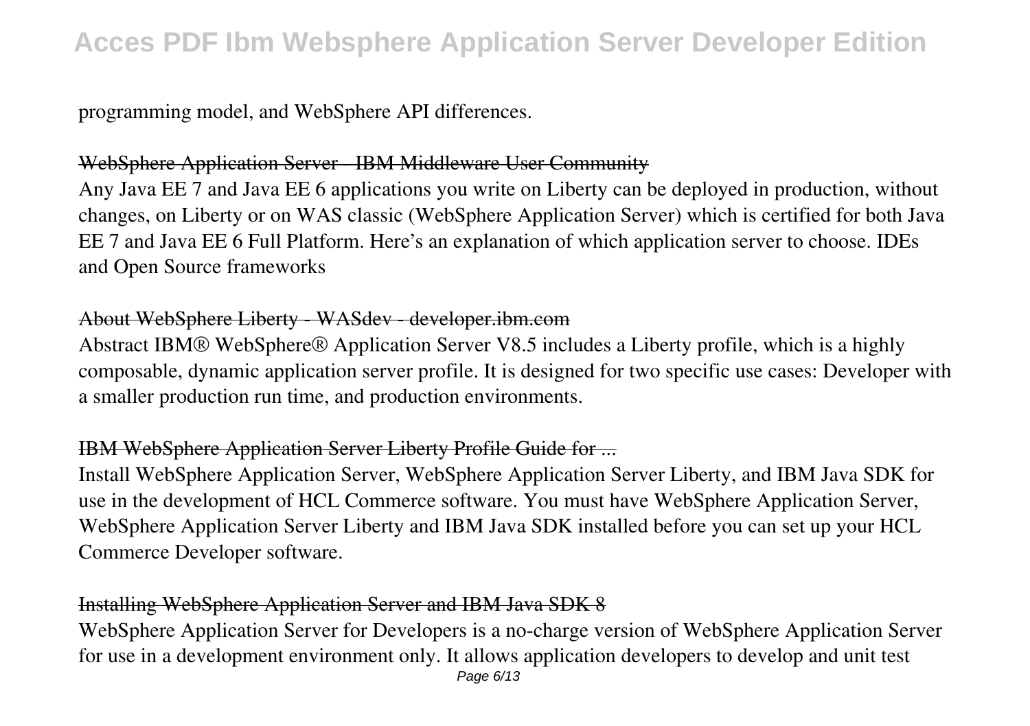programming model, and WebSphere API differences.

## WebSphere Application Server - IBM Middleware User Community

Any Java EE 7 and Java EE 6 applications you write on Liberty can be deployed in production, without changes, on Liberty or on WAS classic (WebSphere Application Server) which is certified for both Java EE 7 and Java EE 6 Full Platform. Here's an explanation of which application server to choose. IDEs and Open Source frameworks

## About WebSphere Liberty - WASdev - developer.ibm.com

Abstract IBM® WebSphere® Application Server V8.5 includes a Liberty profile, which is a highly composable, dynamic application server profile. It is designed for two specific use cases: Developer with a smaller production run time, and production environments.

## IBM WebSphere Application Server Liberty Profile Guide for ...

Install WebSphere Application Server, WebSphere Application Server Liberty, and IBM Java SDK for use in the development of HCL Commerce software. You must have WebSphere Application Server, WebSphere Application Server Liberty and IBM Java SDK installed before you can set up your HCL Commerce Developer software.

## Installing WebSphere Application Server and IBM Java SDK 8

WebSphere Application Server for Developers is a no-charge version of WebSphere Application Server for use in a development environment only. It allows application developers to develop and unit test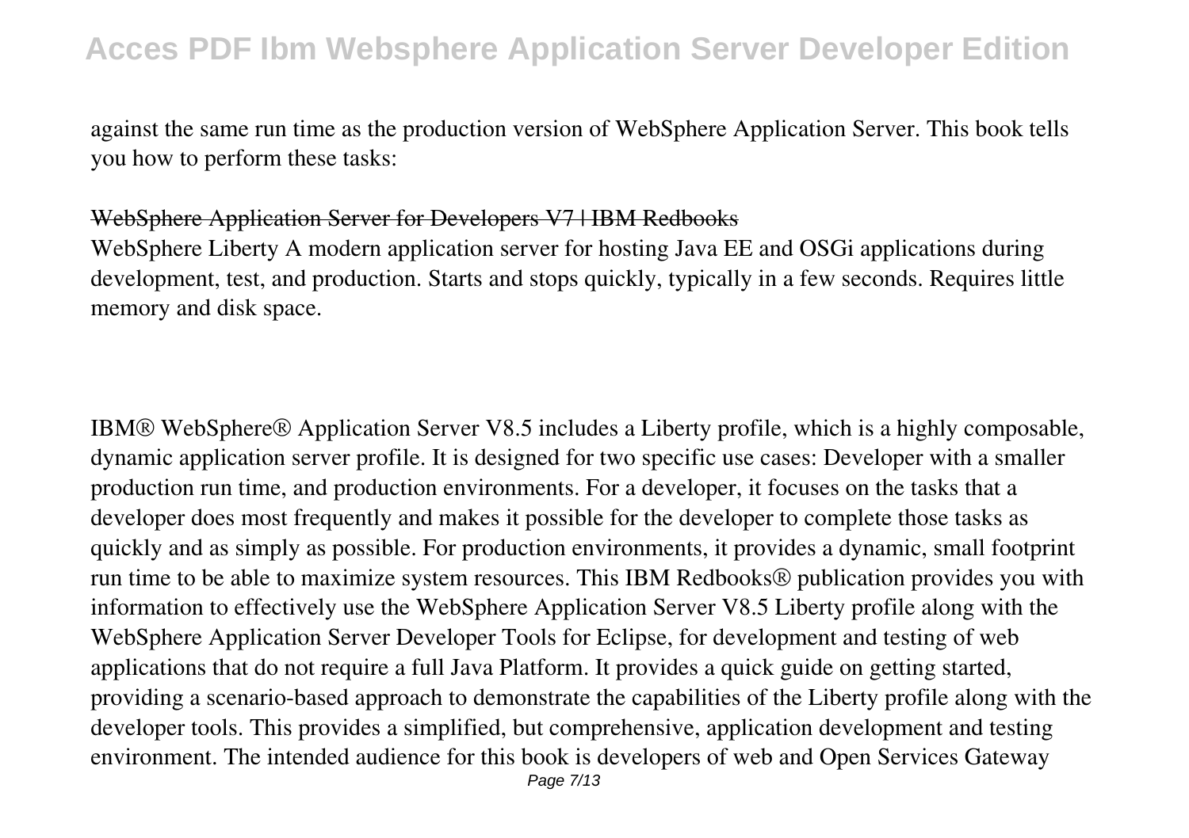against the same run time as the production version of WebSphere Application Server. This book tells you how to perform these tasks:

WebSphere Application Server for Developers V7 | IBM Redbooks

WebSphere Liberty A modern application server for hosting Java EE and OSGi applications during development, test, and production. Starts and stops quickly, typically in a few seconds. Requires little memory and disk space.

IBM® WebSphere® Application Server V8.5 includes a Liberty profile, which is a highly composable, dynamic application server profile. It is designed for two specific use cases: Developer with a smaller production run time, and production environments. For a developer, it focuses on the tasks that a developer does most frequently and makes it possible for the developer to complete those tasks as quickly and as simply as possible. For production environments, it provides a dynamic, small footprint run time to be able to maximize system resources. This IBM Redbooks® publication provides you with information to effectively use the WebSphere Application Server V8.5 Liberty profile along with the WebSphere Application Server Developer Tools for Eclipse, for development and testing of web applications that do not require a full Java Platform. It provides a quick guide on getting started, providing a scenario-based approach to demonstrate the capabilities of the Liberty profile along with the developer tools. This provides a simplified, but comprehensive, application development and testing environment. The intended audience for this book is developers of web and Open Services Gateway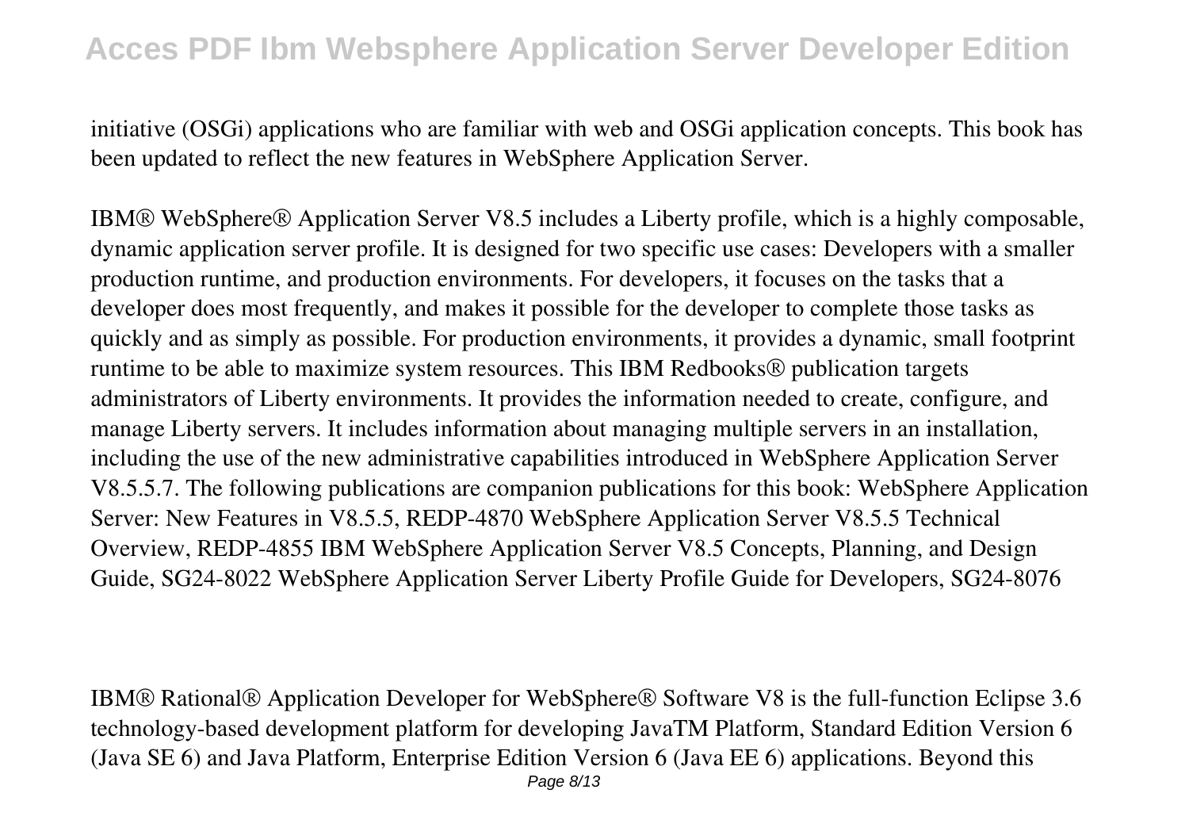initiative (OSGi) applications who are familiar with web and OSGi application concepts. This book has been updated to reflect the new features in WebSphere Application Server.

IBM® WebSphere® Application Server V8.5 includes a Liberty profile, which is a highly composable, dynamic application server profile. It is designed for two specific use cases: Developers with a smaller production runtime, and production environments. For developers, it focuses on the tasks that a developer does most frequently, and makes it possible for the developer to complete those tasks as quickly and as simply as possible. For production environments, it provides a dynamic, small footprint runtime to be able to maximize system resources. This IBM Redbooks® publication targets administrators of Liberty environments. It provides the information needed to create, configure, and manage Liberty servers. It includes information about managing multiple servers in an installation, including the use of the new administrative capabilities introduced in WebSphere Application Server V8.5.5.7. The following publications are companion publications for this book: WebSphere Application Server: New Features in V8.5.5, REDP-4870 WebSphere Application Server V8.5.5 Technical Overview, REDP-4855 IBM WebSphere Application Server V8.5 Concepts, Planning, and Design Guide, SG24-8022 WebSphere Application Server Liberty Profile Guide for Developers, SG24-8076

IBM® Rational® Application Developer for WebSphere® Software V8 is the full-function Eclipse 3.6 technology-based development platform for developing JavaTM Platform, Standard Edition Version 6 (Java SE 6) and Java Platform, Enterprise Edition Version 6 (Java EE 6) applications. Beyond this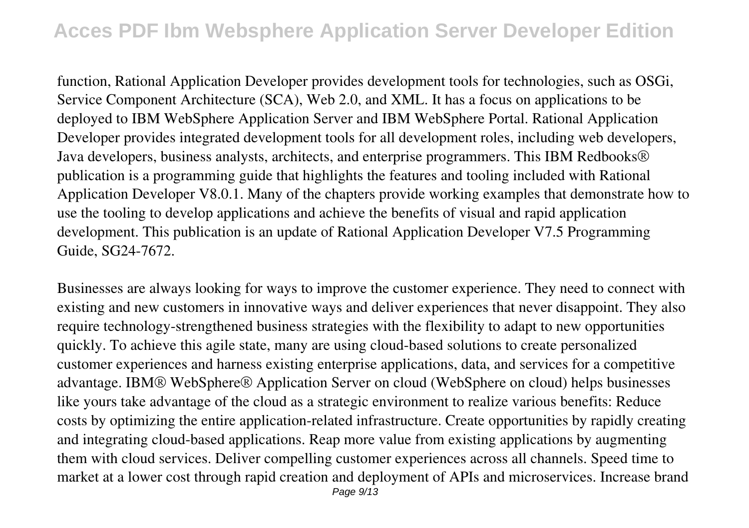function, Rational Application Developer provides development tools for technologies, such as OSGi, Service Component Architecture (SCA), Web 2.0, and XML. It has a focus on applications to be deployed to IBM WebSphere Application Server and IBM WebSphere Portal. Rational Application Developer provides integrated development tools for all development roles, including web developers, Java developers, business analysts, architects, and enterprise programmers. This IBM Redbooks® publication is a programming guide that highlights the features and tooling included with Rational Application Developer V8.0.1. Many of the chapters provide working examples that demonstrate how to use the tooling to develop applications and achieve the benefits of visual and rapid application development. This publication is an update of Rational Application Developer V7.5 Programming Guide, SG24-7672.

Businesses are always looking for ways to improve the customer experience. They need to connect with existing and new customers in innovative ways and deliver experiences that never disappoint. They also require technology-strengthened business strategies with the flexibility to adapt to new opportunities quickly. To achieve this agile state, many are using cloud-based solutions to create personalized customer experiences and harness existing enterprise applications, data, and services for a competitive advantage. IBM® WebSphere® Application Server on cloud (WebSphere on cloud) helps businesses like yours take advantage of the cloud as a strategic environment to realize various benefits: Reduce costs by optimizing the entire application-related infrastructure. Create opportunities by rapidly creating and integrating cloud-based applications. Reap more value from existing applications by augmenting them with cloud services. Deliver compelling customer experiences across all channels. Speed time to market at a lower cost through rapid creation and deployment of APIs and microservices. Increase brand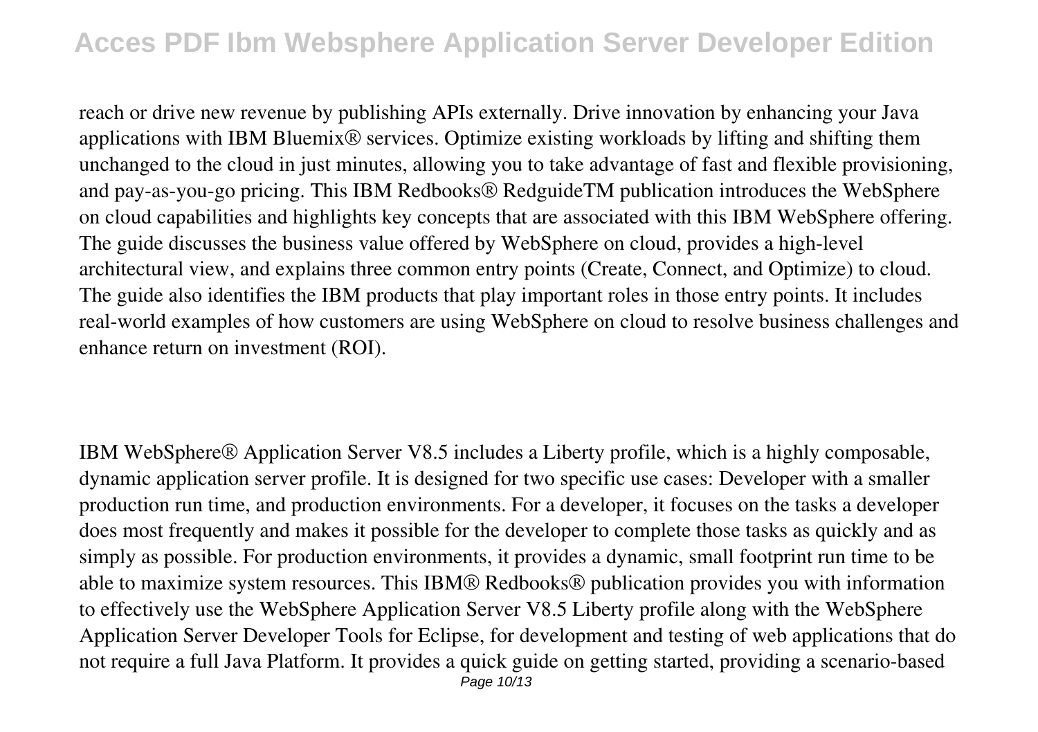reach or drive new revenue by publishing APIs externally. Drive innovation by enhancing your Java applications with IBM Bluemix® services. Optimize existing workloads by lifting and shifting them unchanged to the cloud in just minutes, allowing you to take advantage of fast and flexible provisioning, and pay-as-you-go pricing. This IBM Redbooks® RedguideTM publication introduces the WebSphere on cloud capabilities and highlights key concepts that are associated with this IBM WebSphere offering. The guide discusses the business value offered by WebSphere on cloud, provides a high-level architectural view, and explains three common entry points (Create, Connect, and Optimize) to cloud. The guide also identifies the IBM products that play important roles in those entry points. It includes real-world examples of how customers are using WebSphere on cloud to resolve business challenges and enhance return on investment (ROI).

IBM WebSphere® Application Server V8.5 includes a Liberty profile, which is a highly composable, dynamic application server profile. It is designed for two specific use cases: Developer with a smaller production run time, and production environments. For a developer, it focuses on the tasks a developer does most frequently and makes it possible for the developer to complete those tasks as quickly and as simply as possible. For production environments, it provides a dynamic, small footprint run time to be able to maximize system resources. This IBM® Redbooks® publication provides you with information to effectively use the WebSphere Application Server V8.5 Liberty profile along with the WebSphere Application Server Developer Tools for Eclipse, for development and testing of web applications that do not require a full Java Platform. It provides a quick guide on getting started, providing a scenario-based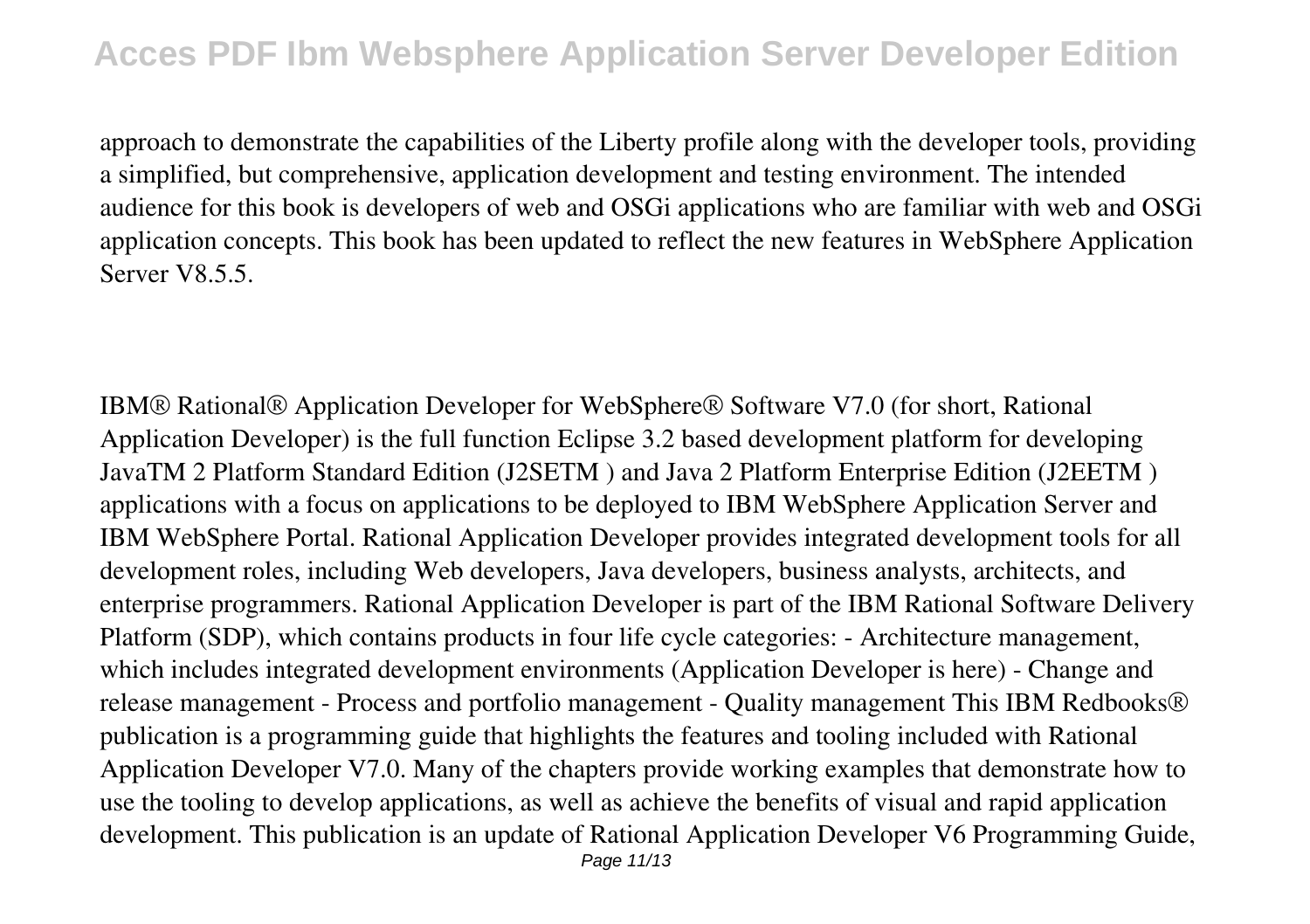approach to demonstrate the capabilities of the Liberty profile along with the developer tools, providing a simplified, but comprehensive, application development and testing environment. The intended audience for this book is developers of web and OSGi applications who are familiar with web and OSGi application concepts. This book has been updated to reflect the new features in WebSphere Application Server V8.5.5.

IBM® Rational® Application Developer for WebSphere® Software V7.0 (for short, Rational Application Developer) is the full function Eclipse 3.2 based development platform for developing JavaTM 2 Platform Standard Edition (J2SETM ) and Java 2 Platform Enterprise Edition (J2EETM ) applications with a focus on applications to be deployed to IBM WebSphere Application Server and IBM WebSphere Portal. Rational Application Developer provides integrated development tools for all development roles, including Web developers, Java developers, business analysts, architects, and enterprise programmers. Rational Application Developer is part of the IBM Rational Software Delivery Platform (SDP), which contains products in four life cycle categories: - Architecture management, which includes integrated development environments (Application Developer is here) - Change and release management - Process and portfolio management - Quality management This IBM Redbooks® publication is a programming guide that highlights the features and tooling included with Rational Application Developer V7.0. Many of the chapters provide working examples that demonstrate how to use the tooling to develop applications, as well as achieve the benefits of visual and rapid application development. This publication is an update of Rational Application Developer V6 Programming Guide,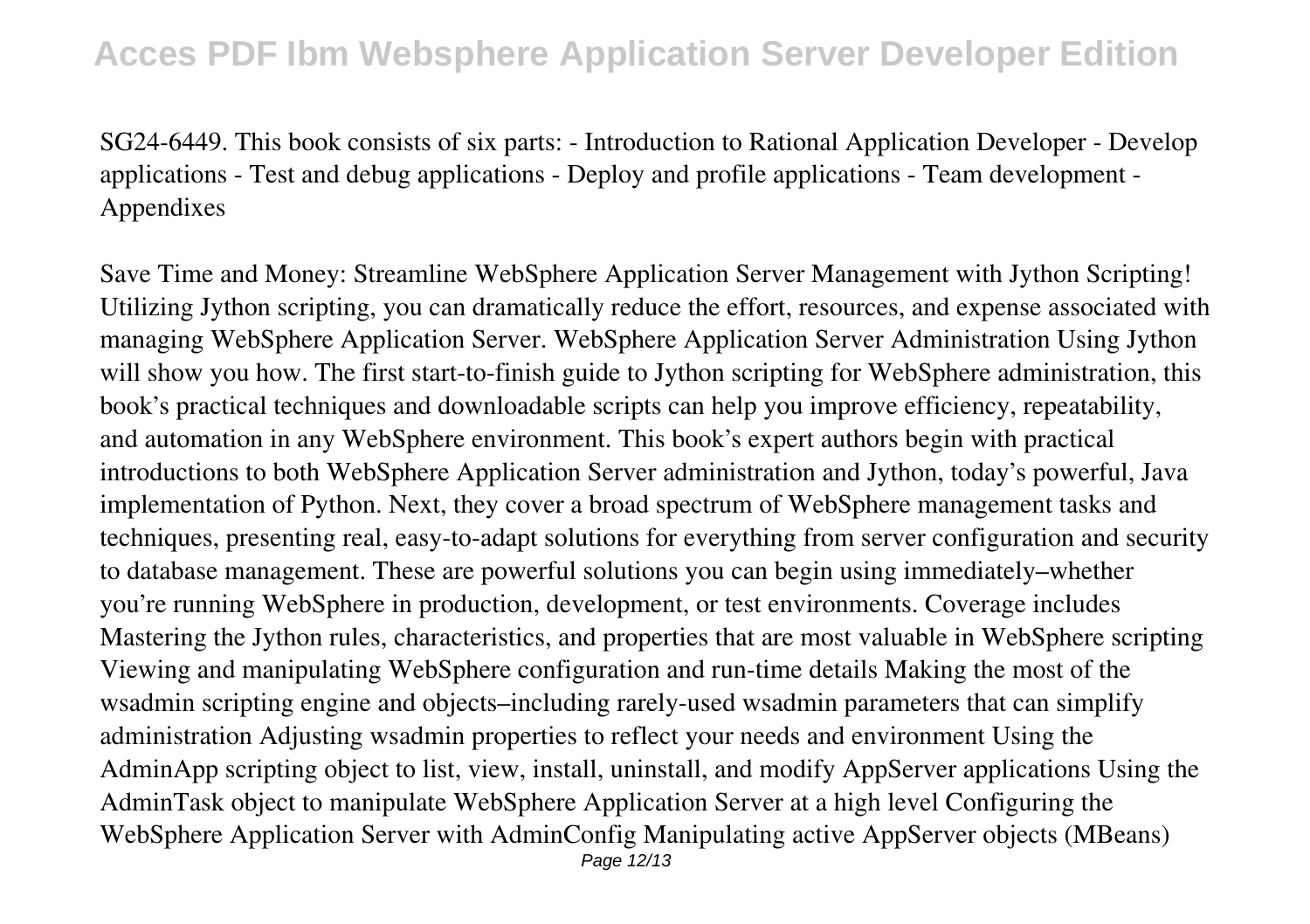SG24-6449. This book consists of six parts: - Introduction to Rational Application Developer - Develop applications - Test and debug applications - Deploy and profile applications - Team development - Appendixes

Save Time and Money: Streamline WebSphere Application Server Management with Jython Scripting! Utilizing Jython scripting, you can dramatically reduce the effort, resources, and expense associated with managing WebSphere Application Server. WebSphere Application Server Administration Using Jython will show you how. The first start-to-finish guide to Jython scripting for WebSphere administration, this book's practical techniques and downloadable scripts can help you improve efficiency, repeatability, and automation in any WebSphere environment. This book's expert authors begin with practical introductions to both WebSphere Application Server administration and Jython, today's powerful, Java implementation of Python. Next, they cover a broad spectrum of WebSphere management tasks and techniques, presenting real, easy-to-adapt solutions for everything from server configuration and security to database management. These are powerful solutions you can begin using immediately–whether you're running WebSphere in production, development, or test environments. Coverage includes Mastering the Jython rules, characteristics, and properties that are most valuable in WebSphere scripting Viewing and manipulating WebSphere configuration and run-time details Making the most of the wsadmin scripting engine and objects–including rarely-used wsadmin parameters that can simplify administration Adjusting wsadmin properties to reflect your needs and environment Using the AdminApp scripting object to list, view, install, uninstall, and modify AppServer applications Using the AdminTask object to manipulate WebSphere Application Server at a high level Configuring the WebSphere Application Server with AdminConfig Manipulating active AppServer objects (MBeans)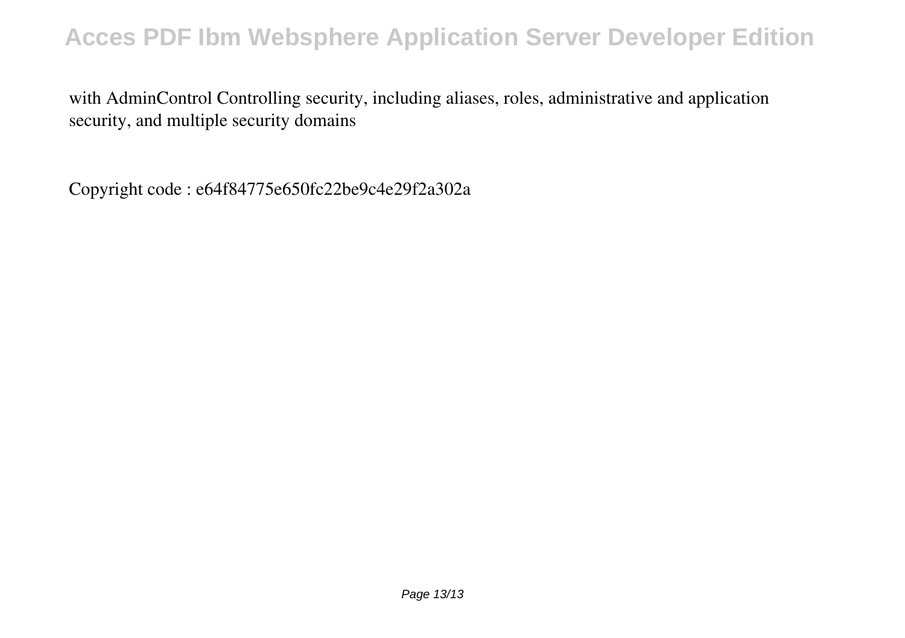with AdminControl Controlling security, including aliases, roles, administrative and application security, and multiple security domains

Copyright code : e64f84775e650fc22be9c4e29f2a302a